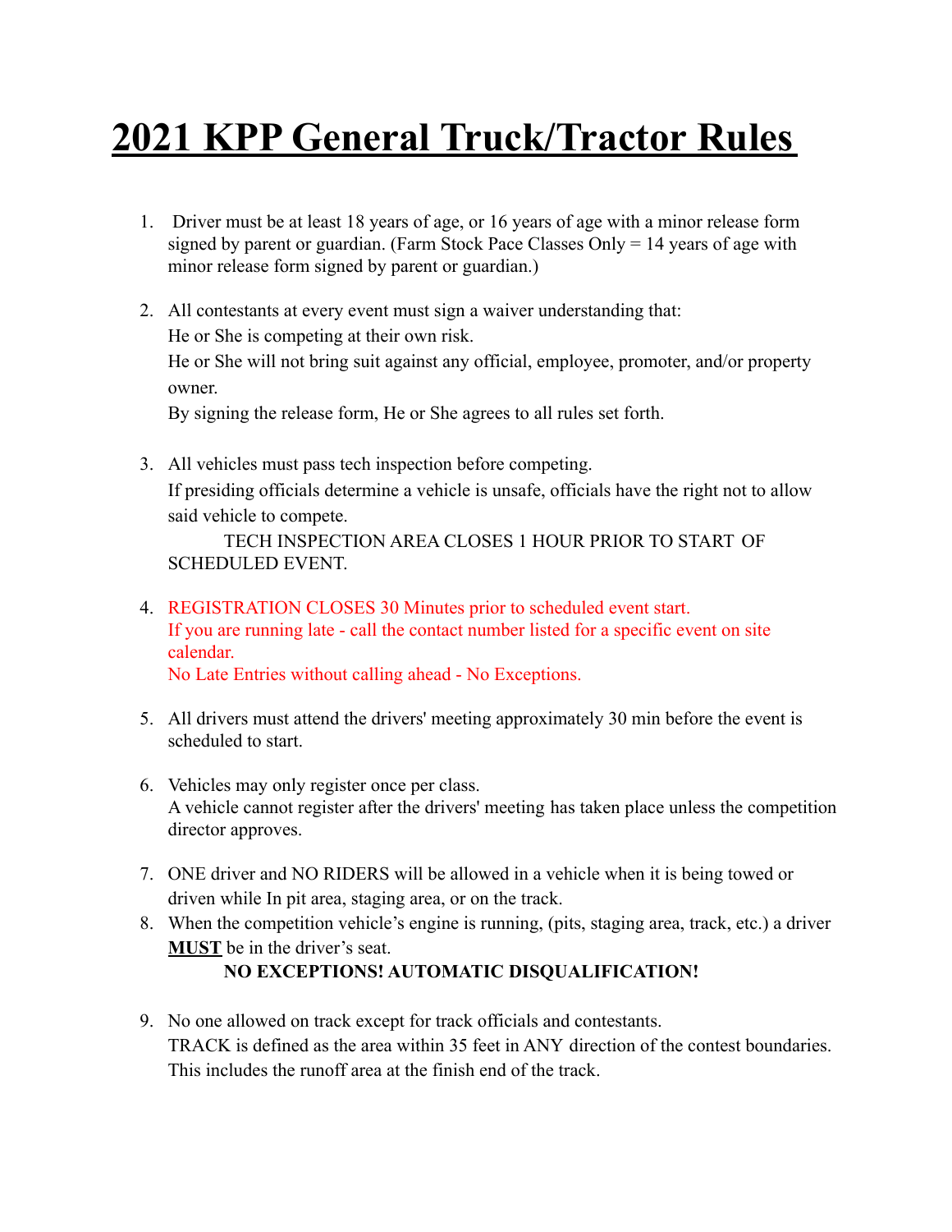# 2021 KPP General Truck/Tractor Rules

1. Driver must be at least 18 years of age, or 16 years of age with a minor release form signed by parent or guardian. (Farm Stock Pace Classes Only = 14 years of age with minor release form signed by parent or guardian.)

2. All contestants at every event must sign a waiver understanding that:
   He or She is competing at their own risk.
   He or She will not bring suit against any official, employee, promoter, and/or property owner.
   By signing the release form, He or She agrees to all rules set forth.

3. All vehicles must pass tech inspection before competing.
   If presiding officials determine a vehicle is unsafe, officials have the right not to allow said vehicle to compete.
   TECH INSPECTION AREA CLOSES 1 HOUR PRIOR TO START OF SCHEDULED EVENT.

4. REGISTRATION CLOSES 30 Minutes prior to scheduled event start.
   If you are running late - call the contact number listed for a specific event on site calendar.
   No Late Entries without calling ahead - No Exceptions.

5. All drivers must attend the drivers' meeting approximately 30 min before the event is scheduled to start.

6. Vehicles may only register once per class.
   A vehicle cannot register after the drivers' meeting has taken place unless the competition director approves.

7. ONE driver and NO RIDERS will be allowed in a vehicle when it is being towed or driven while In pit area, staging area, or on the track.
8. When the competition vehicle's engine is running, (pits, staging area, track, etc.) a driver **MUST** be in the driver's seat.
   **NO EXCEPTIONS! AUTOMATIC DISQUALIFICATION!**

9. No one allowed on track except for track officials and contestants.
   TRACK is defined as the area within 35 feet in ANY direction of the contest boundaries. This includes the runoff area at the finish end of the track.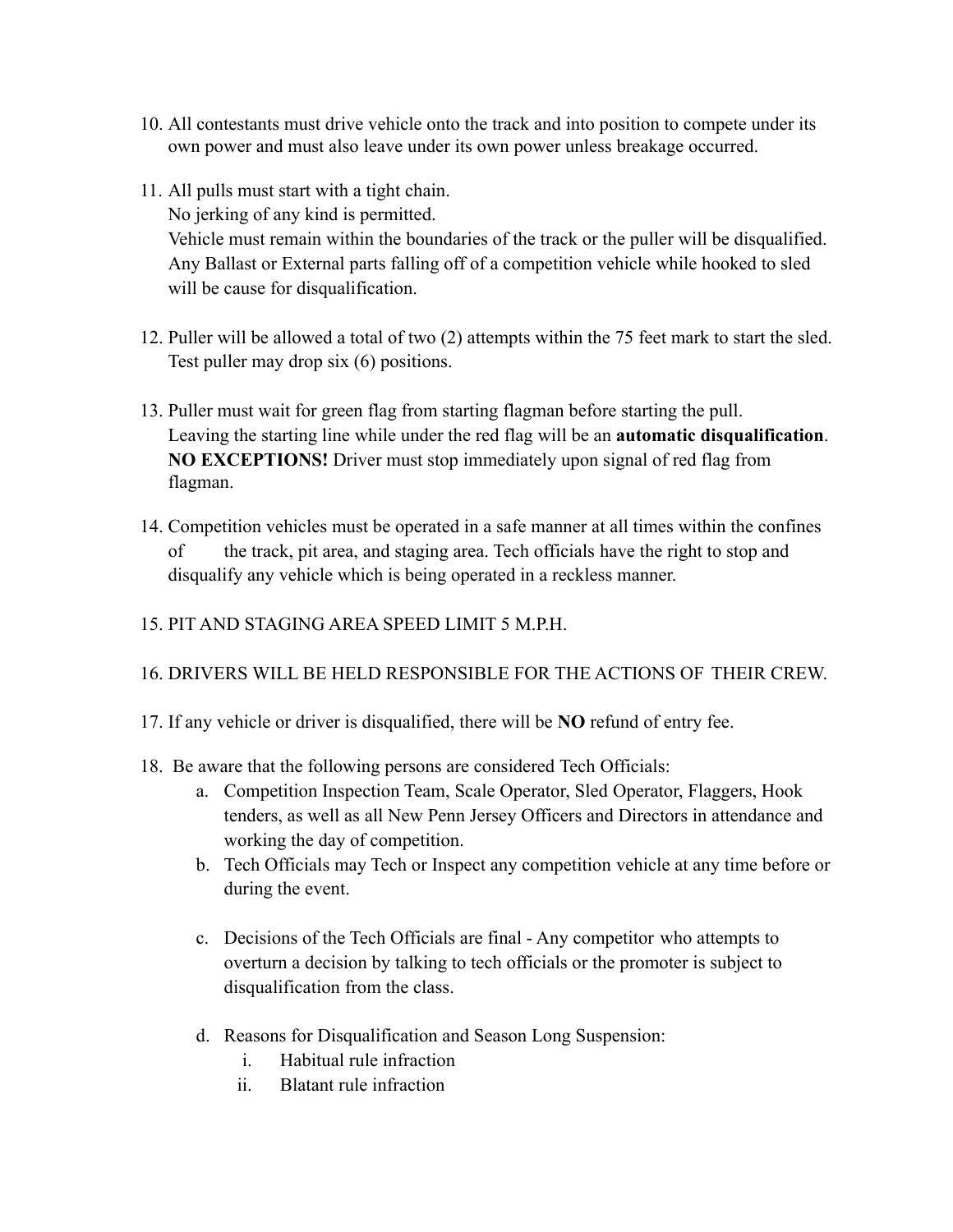10. All contestants must drive vehicle onto the track and into position to compete under its own power and must also leave under its own power unless breakage occurred.

11. All pulls must start with a tight chain.
    No jerking of any kind is permitted.
    Vehicle must remain within the boundaries of the track or the puller will be disqualified.
    Any Ballast or External parts falling off of a competition vehicle while hooked to sled will be cause for disqualification.

12. Puller will be allowed a total of two (2) attempts within the 75 feet mark to start the sled. Test puller may drop six (6) positions.

13. Puller must wait for green flag from starting flagman before starting the pull.
    Leaving the starting line while under the red flag will be an **automatic disqualification**. **NO EXCEPTIONS!** Driver must stop immediately upon signal of red flag from flagman.

14. Competition vehicles must be operated in a safe manner at all times within the confines of the track, pit area, and staging area. Tech officials have the right to stop and disqualify any vehicle which is being operated in a reckless manner.

15. PIT AND STAGING AREA SPEED LIMIT 5 M.P.H.

16. DRIVERS WILL BE HELD RESPONSIBLE FOR THE ACTIONS OF THEIR CREW.

17. If any vehicle or driver is disqualified, there will be **NO** refund of entry fee.

18. Be aware that the following persons are considered Tech Officials:
    a. Competition Inspection Team, Scale Operator, Sled Operator, Flaggers, Hook tenders, as well as all New Penn Jersey Officers and Directors in attendance and working the day of competition.
    b. Tech Officials may Tech or Inspect any competition vehicle at any time before or during the event.
    c. Decisions of the Tech Officials are final - Any competitor who attempts to overturn a decision by talking to tech officials or the promoter is subject to disqualification from the class.
    d. Reasons for Disqualification and Season Long Suspension:
        i. Habitual rule infraction
        ii. Blatant rule infraction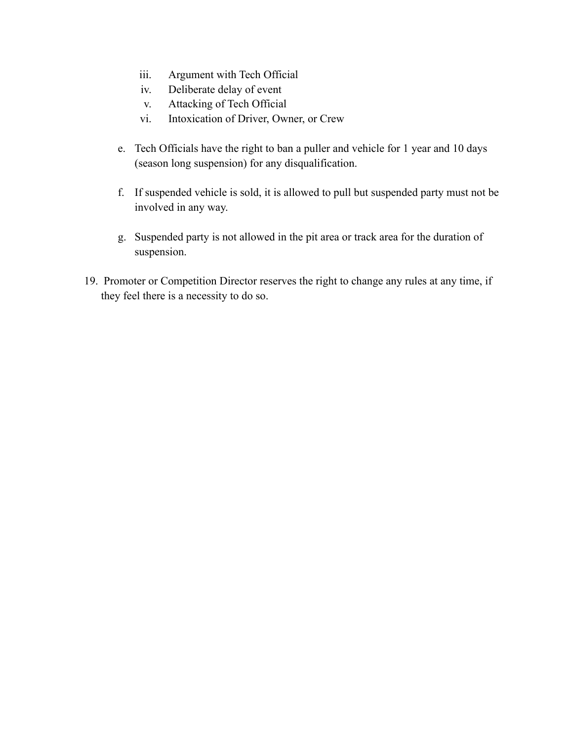iii. Argument with Tech Official
   iv. Deliberate delay of event
   v. Attacking of Tech Official
   vi. Intoxication of Driver, Owner, or Crew

e. Tech Officials have the right to ban a puller and vehicle for 1 year and 10 days (season long suspension) for any disqualification.

f. If suspended vehicle is sold, it is allowed to pull but suspended party must not be involved in any way.

g. Suspended party is not allowed in the pit area or track area for the duration of suspension.

19. Promoter or Competition Director reserves the right to change any rules at any time, if they feel there is a necessity to do so.